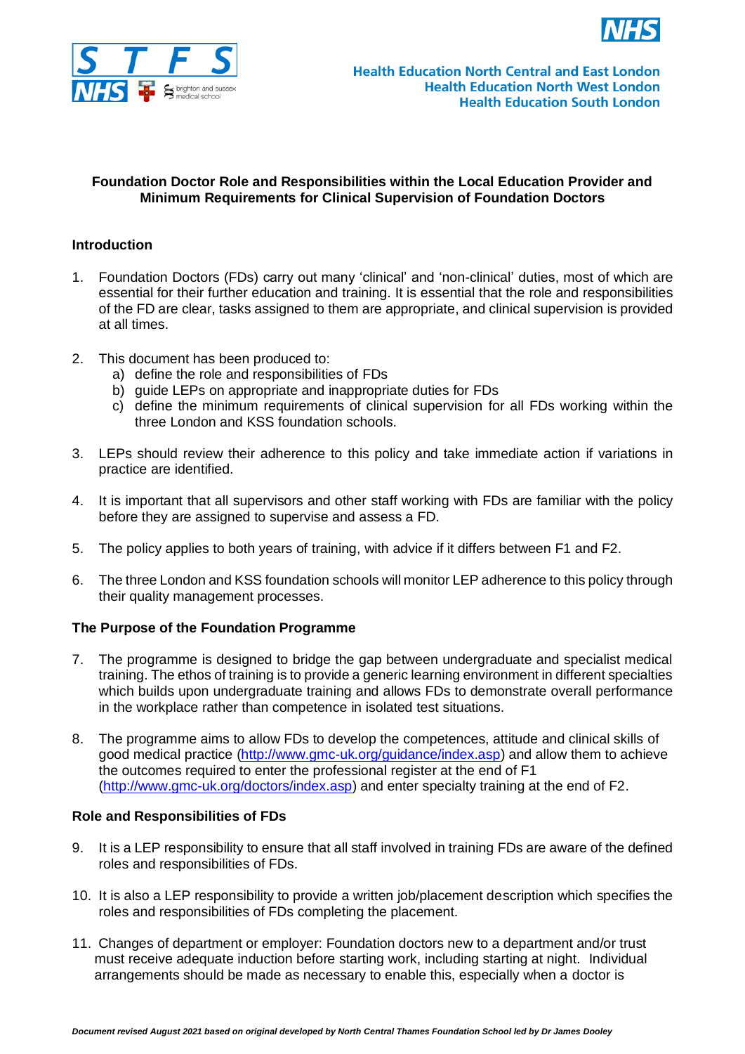Health Education North Central and East London
Health Education North West London
Health Education South London

**Foundation Doctor Role and Responsibilities within the Local Education Provider and Minimum Requirements for Clinical Supervision of Foundation Doctors**

## Introduction

1. Foundation Doctors (FDs) carry out many 'clinical' and 'non-clinical' duties, most of which are essential for their further education and training. It is essential that the role and responsibilities of the FD are clear, tasks assigned to them are appropriate, and clinical supervision is provided at all times.

2. This document has been produced to:
   a) define the role and responsibilities of FDs
   b) guide LEPs on appropriate and inappropriate duties for FDs
   c) define the minimum requirements of clinical supervision for all FDs working within the three London and KSS foundation schools.

3. LEPs should review their adherence to this policy and take immediate action if variations in practice are identified.

4. It is important that all supervisors and other staff working with FDs are familiar with the policy before they are assigned to supervise and assess a FD.

5. The policy applies to both years of training, with advice if it differs between F1 and F2.

6. The three London and KSS foundation schools will monitor LEP adherence to this policy through their quality management processes.

## The Purpose of the Foundation Programme

7. The programme is designed to bridge the gap between undergraduate and specialist medical training. The ethos of training is to provide a generic learning environment in different specialties which builds upon undergraduate training and allows FDs to demonstrate overall performance in the workplace rather than competence in isolated test situations.

8. The programme aims to allow FDs to develop the competences, attitude and clinical skills of good medical practice (http://www.gmc-uk.org/guidance/index.asp) and allow them to achieve the outcomes required to enter the professional register at the end of F1 (http://www.gmc-uk.org/doctors/index.asp) and enter specialty training at the end of F2.

## Role and Responsibilities of FDs

9. It is a LEP responsibility to ensure that all staff involved in training FDs are aware of the defined roles and responsibilities of FDs.

10. It is also a LEP responsibility to provide a written job/placement description which specifies the roles and responsibilities of FDs completing the placement.

11. Changes of department or employer: Foundation doctors new to a department and/or trust must receive adequate induction before starting work, including starting at night. Individual arrangements should be made as necessary to enable this, especially when a doctor is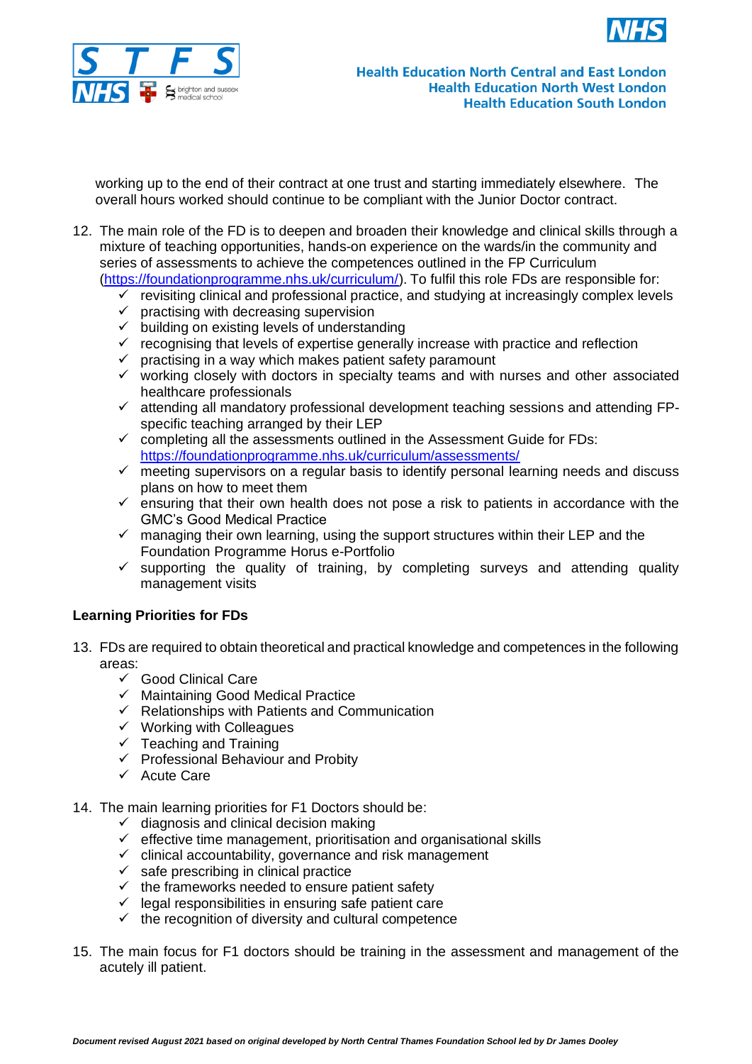working up to the end of their contract at one trust and starting immediately elsewhere. The overall hours worked should continue to be compliant with the Junior Doctor contract.

12. The main role of the FD is to deepen and broaden their knowledge and clinical skills through a mixture of teaching opportunities, hands-on experience on the wards/in the community and series of assessments to achieve the competences outlined in the FP Curriculum (https://foundationprogramme.nhs.uk/curriculum/). To fulfil this role FDs are responsible for:
    - ✓ revisiting clinical and professional practice, and studying at increasingly complex levels
    - ✓ practising with decreasing supervision
    - ✓ building on existing levels of understanding
    - ✓ recognising that levels of expertise generally increase with practice and reflection
    - ✓ practising in a way which makes patient safety paramount
    - ✓ working closely with doctors in specialty teams and with nurses and other associated healthcare professionals
    - ✓ attending all mandatory professional development teaching sessions and attending FP-specific teaching arranged by their LEP
    - ✓ completing all the assessments outlined in the Assessment Guide for FDs: https://foundationprogramme.nhs.uk/curriculum/assessments/
    - ✓ meeting supervisors on a regular basis to identify personal learning needs and discuss plans on how to meet them
    - ✓ ensuring that their own health does not pose a risk to patients in accordance with the GMC's Good Medical Practice
    - ✓ managing their own learning, using the support structures within their LEP and the Foundation Programme Horus e-Portfolio
    - ✓ supporting the quality of training, by completing surveys and attending quality management visits

**Learning Priorities for FDs**

13. FDs are required to obtain theoretical and practical knowledge and competences in the following areas:
    - ✓ Good Clinical Care
    - ✓ Maintaining Good Medical Practice
    - ✓ Relationships with Patients and Communication
    - ✓ Working with Colleagues
    - ✓ Teaching and Training
    - ✓ Professional Behaviour and Probity
    - ✓ Acute Care

14. The main learning priorities for F1 Doctors should be:
    - ✓ diagnosis and clinical decision making
    - ✓ effective time management, prioritisation and organisational skills
    - ✓ clinical accountability, governance and risk management
    - ✓ safe prescribing in clinical practice
    - ✓ the frameworks needed to ensure patient safety
    - ✓ legal responsibilities in ensuring safe patient care
    - ✓ the recognition of diversity and cultural competence

15. The main focus for F1 doctors should be training in the assessment and management of the acutely ill patient.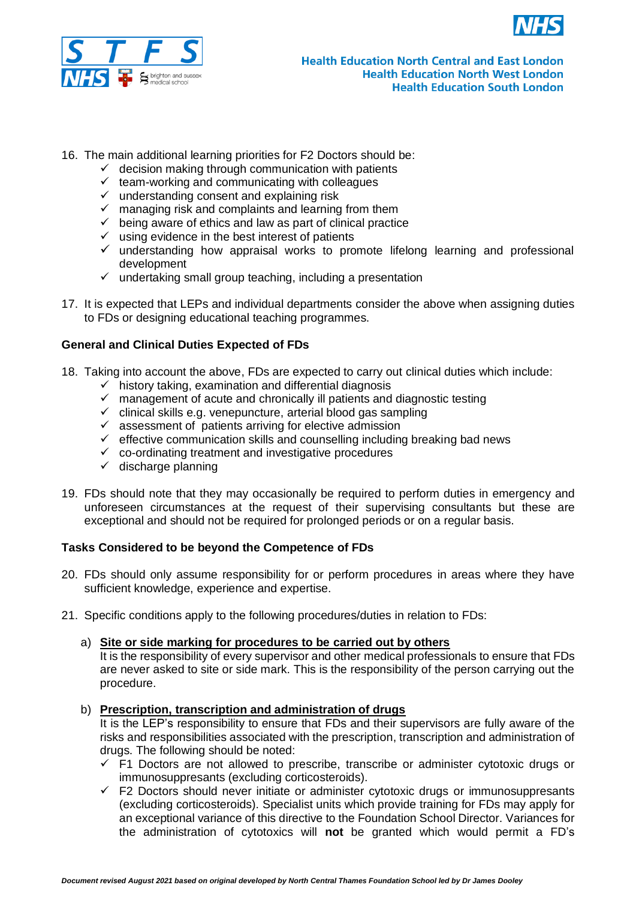16. The main additional learning priorities for F2 Doctors should be:
    - ✓ decision making through communication with patients
    - ✓ team-working and communicating with colleagues
    - ✓ understanding consent and explaining risk
    - ✓ managing risk and complaints and learning from them
    - ✓ being aware of ethics and law as part of clinical practice
    - ✓ using evidence in the best interest of patients
    - ✓ understanding how appraisal works to promote lifelong learning and professional development
    - ✓ undertaking small group teaching, including a presentation

17. It is expected that LEPs and individual departments consider the above when assigning duties to FDs or designing educational teaching programmes.

### General and Clinical Duties Expected of FDs

18. Taking into account the above, FDs are expected to carry out clinical duties which include:
    - ✓ history taking, examination and differential diagnosis
    - ✓ management of acute and chronically ill patients and diagnostic testing
    - ✓ clinical skills e.g. venepuncture, arterial blood gas sampling
    - ✓ assessment of patients arriving for elective admission
    - ✓ effective communication skills and counselling including breaking bad news
    - ✓ co-ordinating treatment and investigative procedures
    - ✓ discharge planning

19. FDs should note that they may occasionally be required to perform duties in emergency and unforeseen circumstances at the request of their supervising consultants but these are exceptional and should not be required for prolonged periods or on a regular basis.

### Tasks Considered to be beyond the Competence of FDs

20. FDs should only assume responsibility for or perform procedures in areas where they have sufficient knowledge, experience and expertise.

21. Specific conditions apply to the following procedures/duties in relation to FDs:

    a) **Site or side marking for procedures to be carried out by others**
    It is the responsibility of every supervisor and other medical professionals to ensure that FDs are never asked to site or side mark. This is the responsibility of the person carrying out the procedure.

    b) **Prescription, transcription and administration of drugs**
    It is the LEP's responsibility to ensure that FDs and their supervisors are fully aware of the risks and responsibilities associated with the prescription, transcription and administration of drugs. The following should be noted:
    - ✓ F1 Doctors are not allowed to prescribe, transcribe or administer cytotoxic drugs or immunosuppresants (excluding corticosteroids).
    - ✓ F2 Doctors should never initiate or administer cytotoxic drugs or immunosuppresants (excluding corticosteroids). Specialist units which provide training for FDs may apply for an exceptional variance of this directive to the Foundation School Director. Variances for the administration of cytotoxics will **not** be granted which would permit a FD's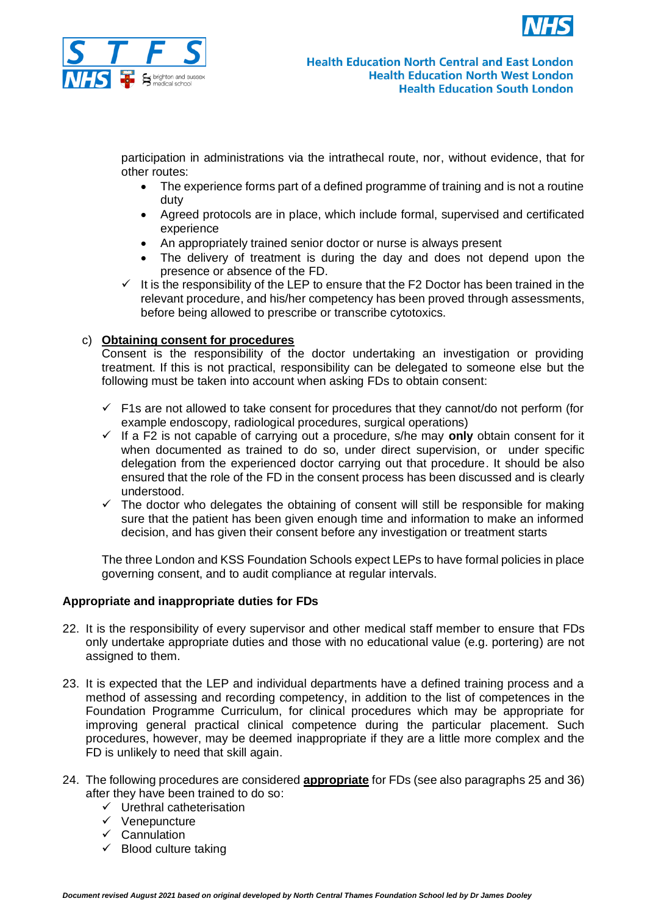participation in administrations via the intrathecal route, nor, without evidence, that for other routes:

- The experience forms part of a defined programme of training and is not a routine duty
- Agreed protocols are in place, which include formal, supervised and certificated experience
- An appropriately trained senior doctor or nurse is always present
- The delivery of treatment is during the day and does not depend upon the presence or absence of the FD.

✓ It is the responsibility of the LEP to ensure that the F2 Doctor has been trained in the relevant procedure, and his/her competency has been proved through assessments, before being allowed to prescribe or transcribe cytotoxics.

c) **Obtaining consent for procedures**

Consent is the responsibility of the doctor undertaking an investigation or providing treatment. If this is not practical, responsibility can be delegated to someone else but the following must be taken into account when asking FDs to obtain consent:

✓ F1s are not allowed to take consent for procedures that they cannot/do not perform (for example endoscopy, radiological procedures, surgical operations)

✓ If a F2 is not capable of carrying out a procedure, s/he may **only** obtain consent for it when documented as trained to do so, under direct supervision, or under specific delegation from the experienced doctor carrying out that procedure. It should be also ensured that the role of the FD in the consent process has been discussed and is clearly understood.

✓ The doctor who delegates the obtaining of consent will still be responsible for making sure that the patient has been given enough time and information to make an informed decision, and has given their consent before any investigation or treatment starts

The three London and KSS Foundation Schools expect LEPs to have formal policies in place governing consent, and to audit compliance at regular intervals.

**Appropriate and inappropriate duties for FDs**

22. It is the responsibility of every supervisor and other medical staff member to ensure that FDs only undertake appropriate duties and those with no educational value (e.g. portering) are not assigned to them.

23. It is expected that the LEP and individual departments have a defined training process and a method of assessing and recording competency, in addition to the list of competences in the Foundation Programme Curriculum, for clinical procedures which may be appropriate for improving general practical clinical competence during the particular placement. Such procedures, however, may be deemed inappropriate if they are a little more complex and the FD is unlikely to need that skill again.

24. The following procedures are considered **appropriate** for FDs (see also paragraphs 25 and 36) after they have been trained to do so:

    ✓ Urethral catheterisation
    ✓ Venepuncture
    ✓ Cannulation
    ✓ Blood culture taking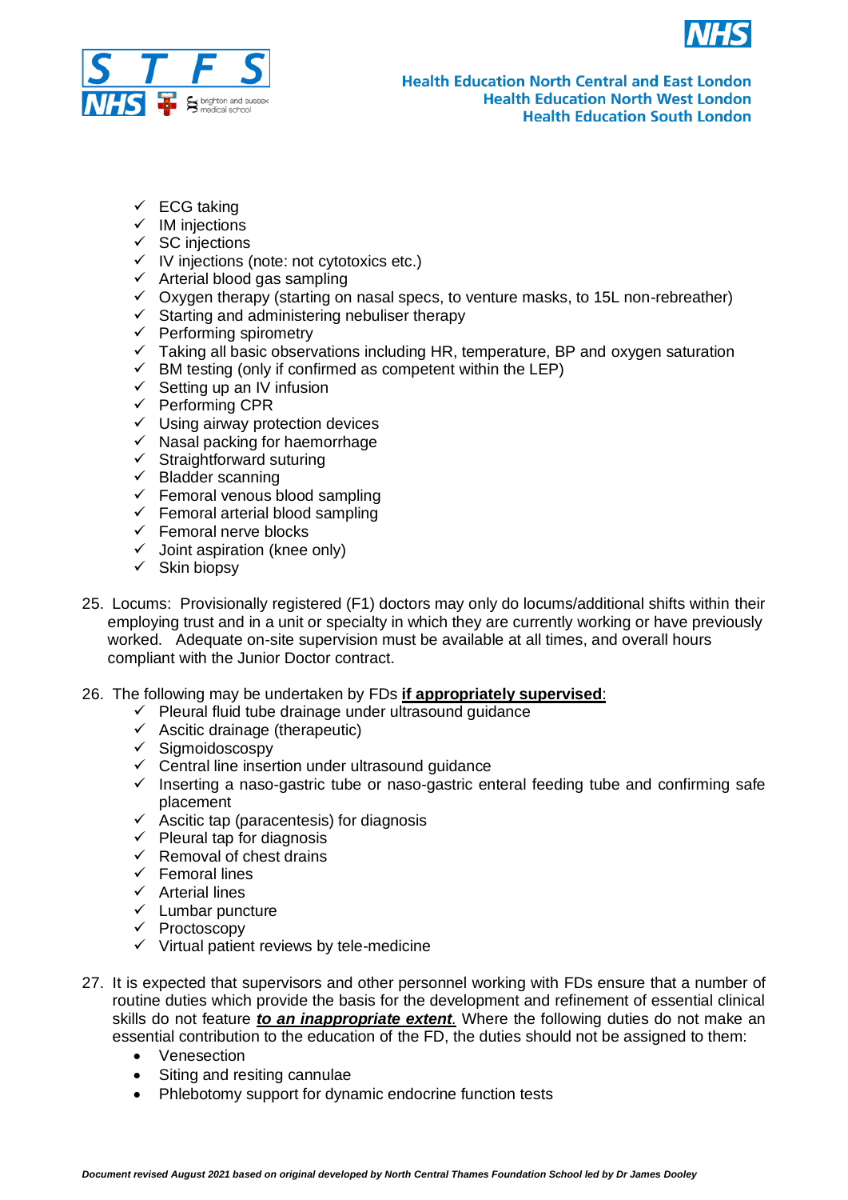- ✓ ECG taking
- ✓ IM injections
- ✓ SC injections
- ✓ IV injections (note: not cytotoxics etc.)
- ✓ Arterial blood gas sampling
- ✓ Oxygen therapy (starting on nasal specs, to venture masks, to 15L non-rebreather)
- ✓ Starting and administering nebuliser therapy
- ✓ Performing spirometry
- ✓ Taking all basic observations including HR, temperature, BP and oxygen saturation
- ✓ BM testing (only if confirmed as competent within the LEP)
- ✓ Setting up an IV infusion
- ✓ Performing CPR
- ✓ Using airway protection devices
- ✓ Nasal packing for haemorrhage
- ✓ Straightforward suturing
- ✓ Bladder scanning
- ✓ Femoral venous blood sampling
- ✓ Femoral arterial blood sampling
- ✓ Femoral nerve blocks
- ✓ Joint aspiration (knee only)
- ✓ Skin biopsy

25. Locums: Provisionally registered (F1) doctors may only do locums/additional shifts within their employing trust and in a unit or specialty in which they are currently working or have previously worked. Adequate on-site supervision must be available at all times, and overall hours compliant with the Junior Doctor contract.

26. The following may be undertaken by FDs **<u>if appropriately supervised</u>**:
    - ✓ Pleural fluid tube drainage under ultrasound guidance
    - ✓ Ascitic drainage (therapeutic)
    - ✓ Sigmoidoscopy
    - ✓ Central line insertion under ultrasound guidance
    - ✓ Inserting a naso-gastric tube or naso-gastric enteral feeding tube and confirming safe placement
    - ✓ Ascitic tap (paracentesis) for diagnosis
    - ✓ Pleural tap for diagnosis
    - ✓ Removal of chest drains
    - ✓ Femoral lines
    - ✓ Arterial lines
    - ✓ Lumbar puncture
    - ✓ Proctoscopy
    - ✓ Virtual patient reviews by tele-medicine

27. It is expected that supervisors and other personnel working with FDs ensure that a number of routine duties which provide the basis for the development and refinement of essential clinical skills do not feature ***<u>to an inappropriate extent</u>***. Where the following duties do not make an essential contribution to the education of the FD, the duties should not be assigned to them:
    - Venesection
    - Siting and resiting cannulae
    - Phlebotomy support for dynamic endocrine function tests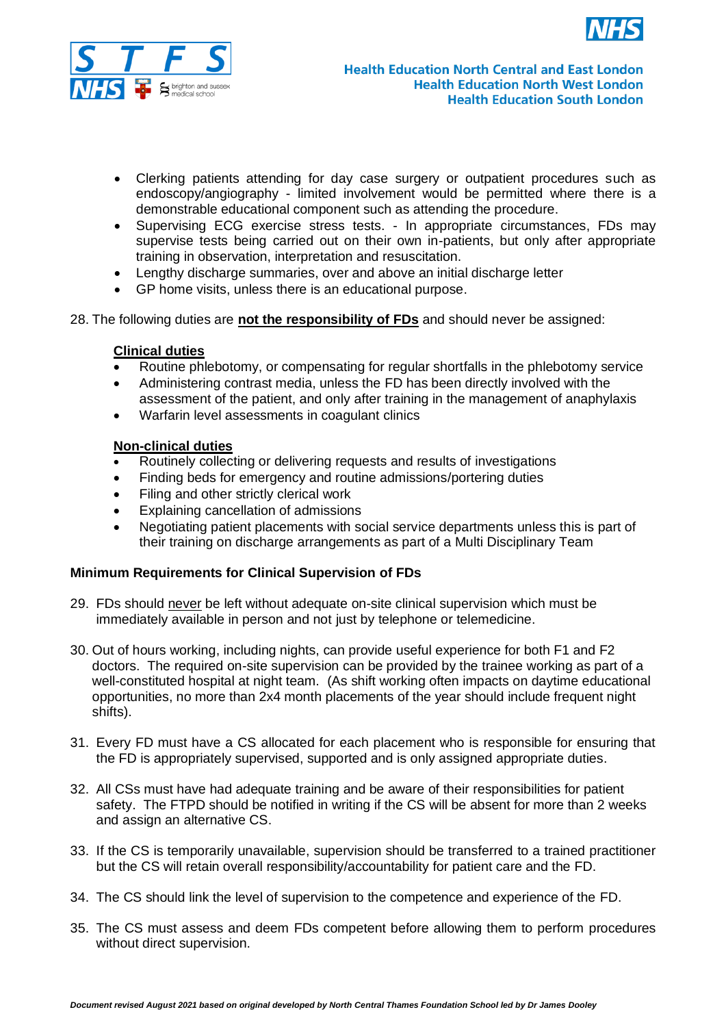- Clerking patients attending for day case surgery or outpatient procedures such as endoscopy/angiography - limited involvement would be permitted where there is a demonstrable educational component such as attending the procedure.
- Supervising ECG exercise stress tests. - In appropriate circumstances, FDs may supervise tests being carried out on their own in-patients, but only after appropriate training in observation, interpretation and resuscitation.
- Lengthy discharge summaries, over and above an initial discharge letter
- GP home visits, unless there is an educational purpose.

28. The following duties are **not the responsibility of FDs** and should never be assigned:

**Clinical duties**

- Routine phlebotomy, or compensating for regular shortfalls in the phlebotomy service
- Administering contrast media, unless the FD has been directly involved with the assessment of the patient, and only after training in the management of anaphylaxis
- Warfarin level assessments in coagulant clinics

**Non-clinical duties**

- Routinely collecting or delivering requests and results of investigations
- Finding beds for emergency and routine admissions/portering duties
- Filing and other strictly clerical work
- Explaining cancellation of admissions
- Negotiating patient placements with social service departments unless this is part of their training on discharge arrangements as part of a Multi Disciplinary Team

**Minimum Requirements for Clinical Supervision of FDs**

29. FDs should never be left without adequate on-site clinical supervision which must be immediately available in person and not just by telephone or telemedicine.

30. Out of hours working, including nights, can provide useful experience for both F1 and F2 doctors. The required on-site supervision can be provided by the trainee working as part of a well-constituted hospital at night team. (As shift working often impacts on daytime educational opportunities, no more than 2x4 month placements of the year should include frequent night shifts).

31. Every FD must have a CS allocated for each placement who is responsible for ensuring that the FD is appropriately supervised, supported and is only assigned appropriate duties.

32. All CSs must have had adequate training and be aware of their responsibilities for patient safety. The FTPD should be notified in writing if the CS will be absent for more than 2 weeks and assign an alternative CS.

33. If the CS is temporarily unavailable, supervision should be transferred to a trained practitioner but the CS will retain overall responsibility/accountability for patient care and the FD.

34. The CS should link the level of supervision to the competence and experience of the FD.

35. The CS must assess and deem FDs competent before allowing them to perform procedures without direct supervision.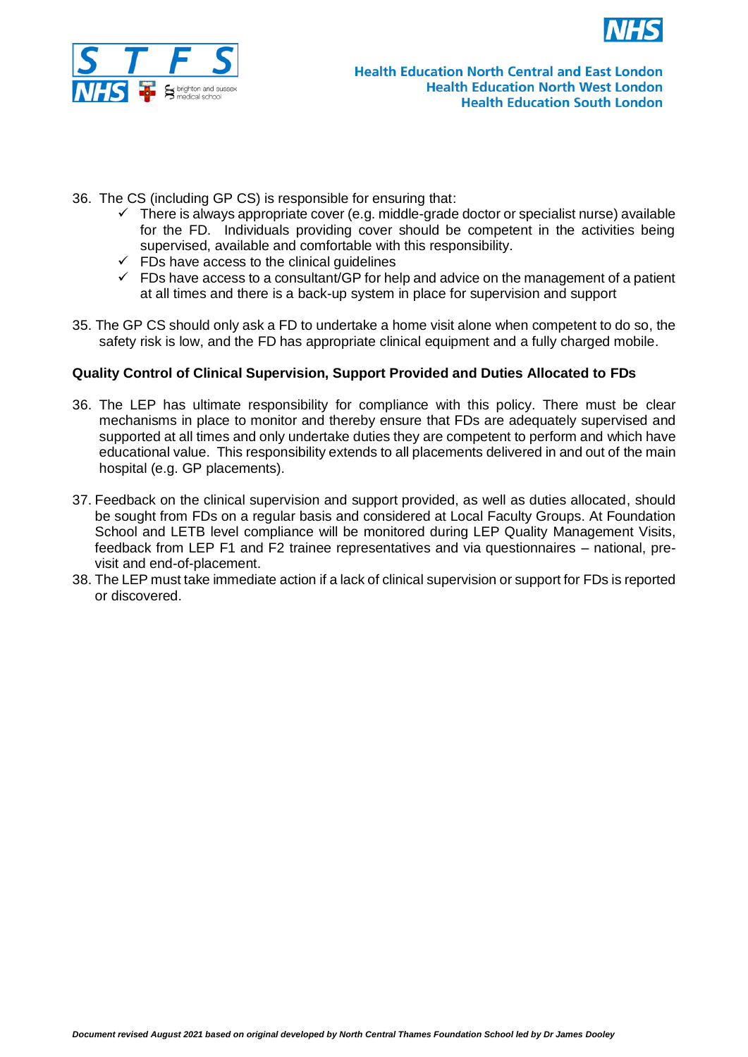36. The CS (including GP CS) is responsible for ensuring that:
    - ✓ There is always appropriate cover (e.g. middle-grade doctor or specialist nurse) available for the FD. Individuals providing cover should be competent in the activities being supervised, available and comfortable with this responsibility.
    - ✓ FDs have access to the clinical guidelines
    - ✓ FDs have access to a consultant/GP for help and advice on the management of a patient at all times and there is a back-up system in place for supervision and support

35. The GP CS should only ask a FD to undertake a home visit alone when competent to do so, the safety risk is low, and the FD has appropriate clinical equipment and a fully charged mobile.

**Quality Control of Clinical Supervision, Support Provided and Duties Allocated to FDs**

36. The LEP has ultimate responsibility for compliance with this policy. There must be clear mechanisms in place to monitor and thereby ensure that FDs are adequately supervised and supported at all times and only undertake duties they are competent to perform and which have educational value. This responsibility extends to all placements delivered in and out of the main hospital (e.g. GP placements).

37. Feedback on the clinical supervision and support provided, as well as duties allocated, should be sought from FDs on a regular basis and considered at Local Faculty Groups. At Foundation School and LETB level compliance will be monitored during LEP Quality Management Visits, feedback from LEP F1 and F2 trainee representatives and via questionnaires – national, pre-visit and end-of-placement.
38. The LEP must take immediate action if a lack of clinical supervision or support for FDs is reported or discovered.